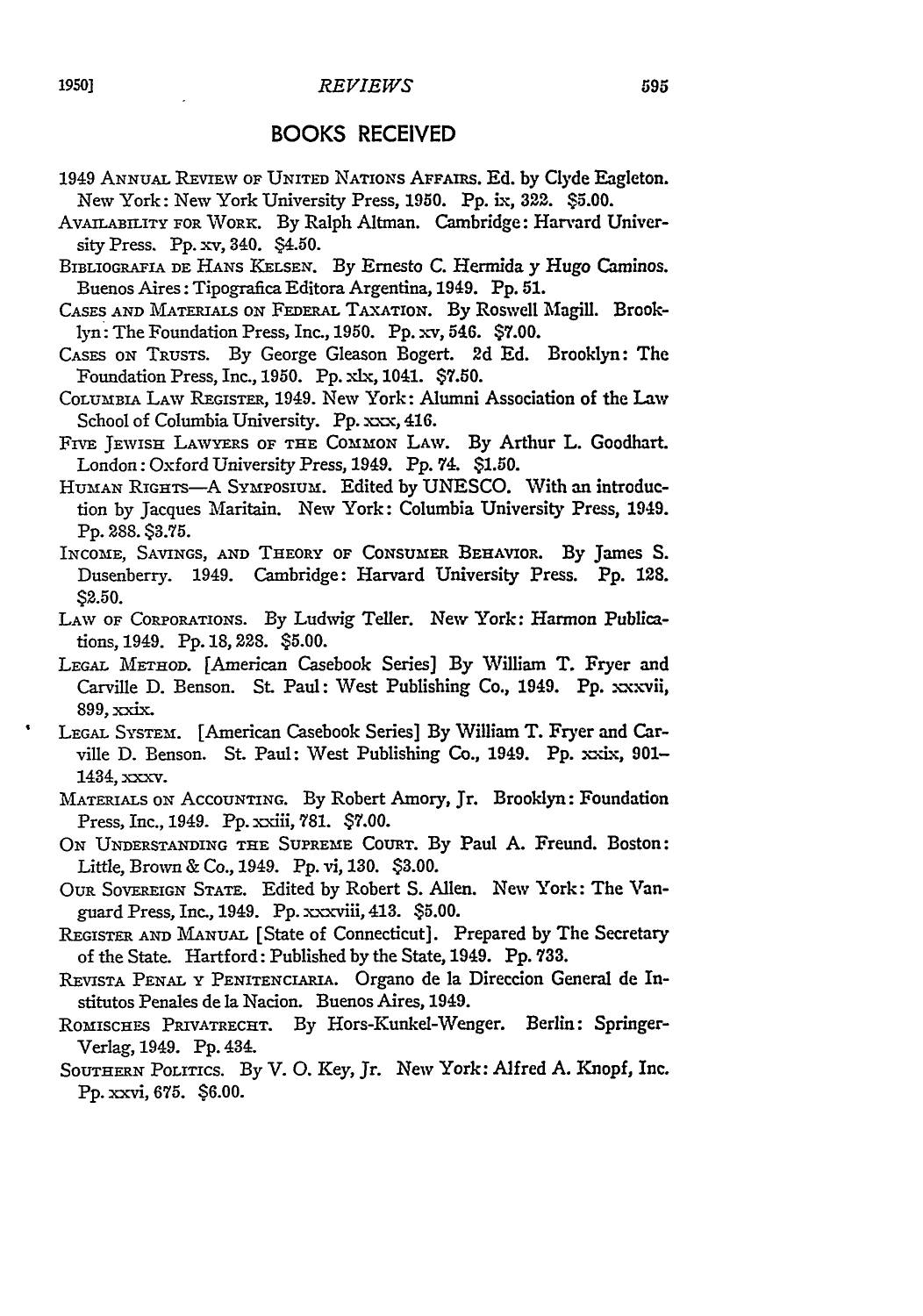## BOOKS RECEIVED

1949 Annual Review of United Nations Affairs. Ed. by Clyde Eagleton. New York: New York University Press, 1950. Pp. ix, 322. $5.00.

Availability for Work. By Ralph Altman. Cambridge: Harvard University Press. Pp. xv, 340. $4.50.

Bibliografia de Hans Kelsen. By Ernesto C. Hermida y Hugo Caminos. Buenos Aires: Tipografica Editora Argentina, 1949. Pp. 51.

Cases and Materials on Federal Taxation. By Roswell Magill. Brooklyn: The Foundation Press, Inc., 1950. Pp. xv, 546. $7.00.

Cases on Trusts. By George Gleason Bogert. 2d Ed. Brooklyn: The Foundation Press, Inc., 1950. Pp. xlx, 1041. $7.50.

Columbia Law Register, 1949. New York: Alumni Association of the Law School of Columbia University. Pp. xxx, 416.

Five Jewish Lawyers of the Common Law. By Arthur L. Goodhart. London: Oxford University Press, 1949. Pp. 74. $1.50.

Human Rights—A Symposium. Edited by UNESCO. With an introduction by Jacques Maritain. New York: Columbia University Press, 1949. Pp. 288. $3.75.

Income, Savings, and Theory of Consumer Behavior. By James S. Dusenberry. 1949. Cambridge: Harvard University Press. Pp. 128. $2.50.

Law of Corporations. By Ludwig Teller. New York: Harmon Publications, 1949. Pp. 18, 228. $5.00.

Legal Method. [American Casebook Series] By William T. Fryer and Carville D. Benson. St. Paul: West Publishing Co., 1949. Pp. xxxvii, 899, xxix.

Legal System. [American Casebook Series] By William T. Fryer and Carville D. Benson. St. Paul: West Publishing Co., 1949. Pp. xxix, 901–1434, xxxv.

Materials on Accounting. By Robert Amory, Jr. Brooklyn: Foundation Press, Inc., 1949. Pp. xxiii, 781. $7.00.

On Understanding the Supreme Court. By Paul A. Freund. Boston: Little, Brown & Co., 1949. Pp. vi, 130. $3.00.

Our Sovereign State. Edited by Robert S. Allen. New York: The Vanguard Press, Inc., 1949. Pp. xxxviii, 413. $5.00.

Register and Manual [State of Connecticut]. Prepared by The Secretary of the State. Hartford: Published by the State, 1949. Pp. 733.

Revista Penal y Penitenciaria. Organo de la Direccion General de Institutos Penales de la Nacion. Buenos Aires, 1949.

Romisches Privatrecht. By Hors-Kunkel-Wenger. Berlin: Springer-Verlag, 1949. Pp. 434.

Southern Politics. By V. O. Key, Jr. New York: Alfred A. Knopf, Inc. Pp. xxvi, 675. $6.00.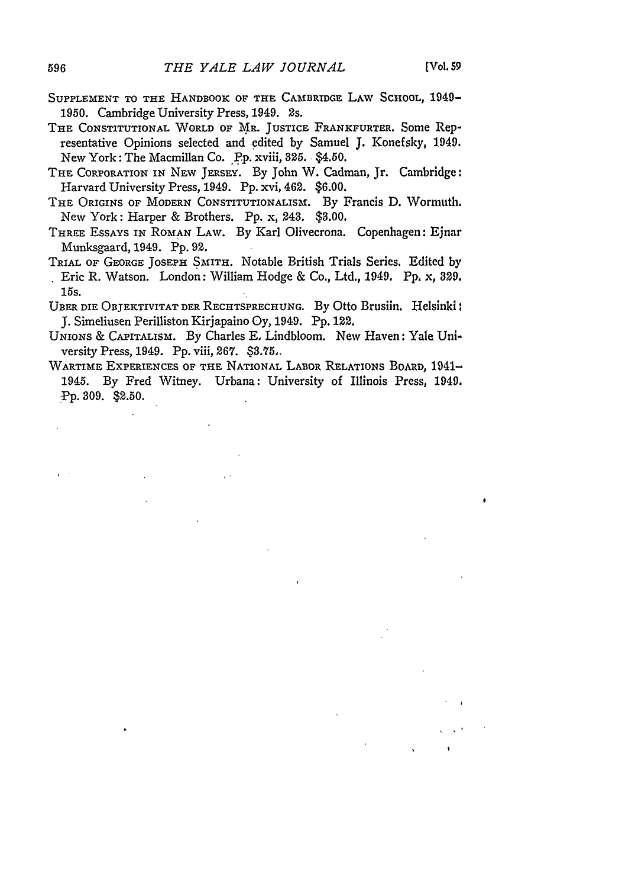SUPPLEMENT TO THE HANDBOOK OF THE CAMBRIDGE LAW SCHOOL, 1949–1950. Cambridge University Press, 1949. 2s.

THE CONSTITUTIONAL WORLD OF MR. JUSTICE FRANKFURTER. Some Representative Opinions selected and edited by Samuel J. Konefsky, 1949. New York: The Macmillan Co. Pp. xviii, 325. $4.50.

THE CORPORATION IN NEW JERSEY. By John W. Cadman, Jr. Cambridge: Harvard University Press, 1949. Pp. xvi, 462. $6.00.

THE ORIGINS OF MODERN CONSTITUTIONALISM. By Francis D. Wormuth. New York: Harper & Brothers. Pp. x, 243. $3.00.

THREE ESSAYS IN ROMAN LAW. By Karl Olivecrona. Copenhagen: Ejnar Munksgaard, 1949. Pp. 92.

TRIAL OF GEORGE JOSEPH SMITH. Notable British Trials Series. Edited by Eric R. Watson. London: William Hodge & Co., Ltd., 1949. Pp. x, 329. 15s.

UBER DIE OBJEKTIVITAT DER RECHTSPRECHUNG. By Otto Brusiin. Helsinki: J. Simeliusen Perilliston Kirjapaino Oy, 1949. Pp. 122.

UNIONS & CAPITALISM. By Charles E. Lindbloom. New Haven: Yale University Press, 1949. Pp. viii, 267. $3.75.

WARTIME EXPERIENCES OF THE NATIONAL LABOR RELATIONS BOARD, 1941–1945. By Fred Witney. Urbana: University of Illinois Press, 1949. Pp. 309. $2.50.